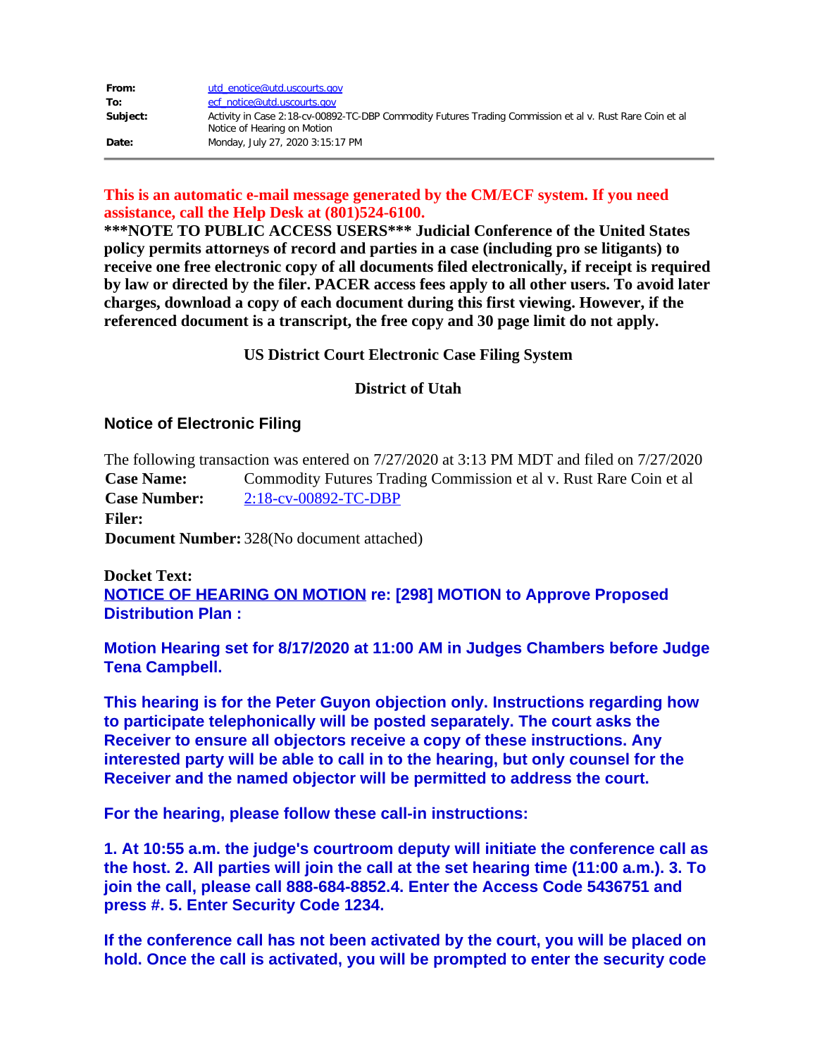| | |
|---|---|
| **From:** | utd_enotice@utd.uscourts.gov |
| **To:** | ecf_notice@utd.uscourts.gov |
| **Subject:** | Activity in Case 2:18-cv-00892-TC-DBP Commodity Futures Trading Commission et al v. Rust Rare Coin et al Notice of Hearing on Motion |
| **Date:** | Monday, July 27, 2020 3:15:17 PM |

---

**This is an automatic e-mail message generated by the CM/ECF system. If you need assistance, call the Help Desk at (801)524-6100.**

**\*\*\*NOTE TO PUBLIC ACCESS USERS\*\*\* Judicial Conference of the United States policy permits attorneys of record and parties in a case (including pro se litigants) to receive one free electronic copy of all documents filed electronically, if receipt is required by law or directed by the filer. PACER access fees apply to all other users. To avoid later charges, download a copy of each document during this first viewing. However, if the referenced document is a transcript, the free copy and 30 page limit do not apply.**

**US District Court Electronic Case Filing System**

**District of Utah**

## Notice of Electronic Filing

The following transaction was entered on 7/27/2020 at 3:13 PM MDT and filed on 7/27/2020

| | |
|---|---|
| **Case Name:** | Commodity Futures Trading Commission et al v. Rust Rare Coin et al |
| **Case Number:** | 2:18-cv-00892-TC-DBP |
| **Filer:** | |
| **Document Number:** | 328(No document attached) |

**Docket Text:**

**NOTICE OF HEARING ON MOTION re: [298] MOTION to Approve Proposed Distribution Plan :**

**Motion Hearing set for 8/17/2020 at 11:00 AM in Judges Chambers before Judge Tena Campbell.**

**This hearing is for the Peter Guyon objection only. Instructions regarding how to participate telephonically will be posted separately. The court asks the Receiver to ensure all objectors receive a copy of these instructions. Any interested party will be able to call in to the hearing, but only counsel for the Receiver and the named objector will be permitted to address the court.**

**For the hearing, please follow these call-in instructions:**

**1. At 10:55 a.m. the judge's courtroom deputy will initiate the conference call as the host. 2. All parties will join the call at the set hearing time (11:00 a.m.). 3. To join the call, please call 888-684-8852.4. Enter the Access Code 5436751 and press #. 5. Enter Security Code 1234.**

**If the conference call has not been activated by the court, you will be placed on hold. Once the call is activated, you will be prompted to enter the security code**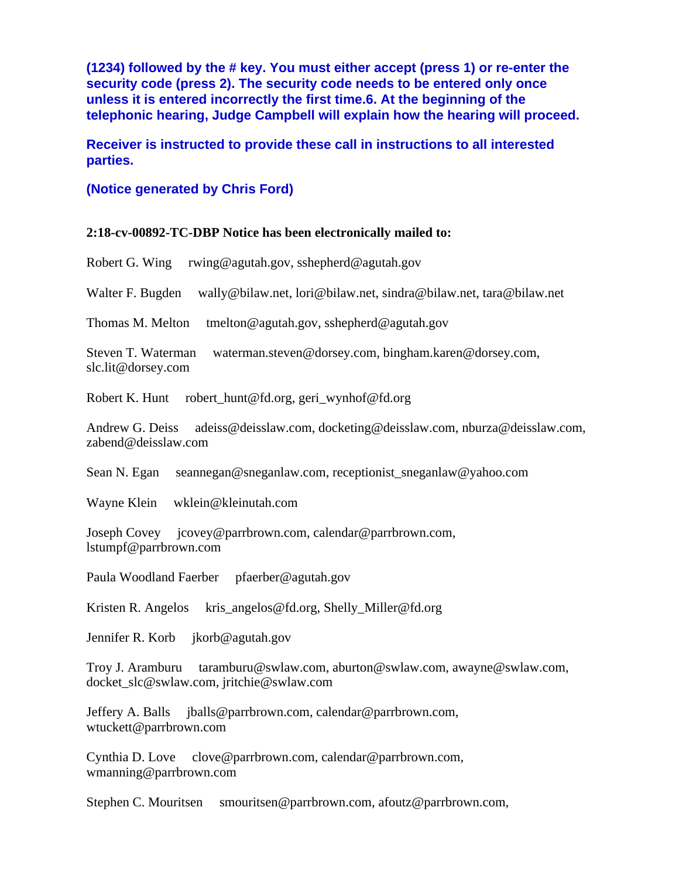**(1234) followed by the # key. You must either accept (press 1) or re-enter the security code (press 2). The security code needs to be entered only once unless it is entered incorrectly the first time.6. At the beginning of the telephonic hearing, Judge Campbell will explain how the hearing will proceed.**

**Receiver is instructed to provide these call in instructions to all interested parties.**

**(Notice generated by Chris Ford)**

**2:18-cv-00892-TC-DBP Notice has been electronically mailed to:**

Robert G. Wing     rwing@agutah.gov, sshepherd@agutah.gov

Walter F. Bugden     wally@bilaw.net, lori@bilaw.net, sindra@bilaw.net, tara@bilaw.net

Thomas M. Melton     tmelton@agutah.gov, sshepherd@agutah.gov

Steven T. Waterman     waterman.steven@dorsey.com, bingham.karen@dorsey.com, slc.lit@dorsey.com

Robert K. Hunt     robert_hunt@fd.org, geri_wynhof@fd.org

Andrew G. Deiss     adeiss@deisslaw.com, docketing@deisslaw.com, nburza@deisslaw.com, zabend@deisslaw.com

Sean N. Egan     seannegan@sneganlaw.com, receptionist_sneganlaw@yahoo.com

Wayne Klein     wklein@kleinutah.com

Joseph Covey     jcovey@parrbrown.com, calendar@parrbrown.com, lstumpf@parrbrown.com

Paula Woodland Faerber     pfaerber@agutah.gov

Kristen R. Angelos     kris_angelos@fd.org, Shelly_Miller@fd.org

Jennifer R. Korb     jkorb@agutah.gov

Troy J. Aramburu     taramburu@swlaw.com, aburton@swlaw.com, awayne@swlaw.com, docket_slc@swlaw.com, jritchie@swlaw.com

Jeffery A. Balls     jballs@parrbrown.com, calendar@parrbrown.com, wtuckett@parrbrown.com

Cynthia D. Love     clove@parrbrown.com, calendar@parrbrown.com, wmanning@parrbrown.com

Stephen C. Mouritsen     smouritsen@parrbrown.com, afoutz@parrbrown.com,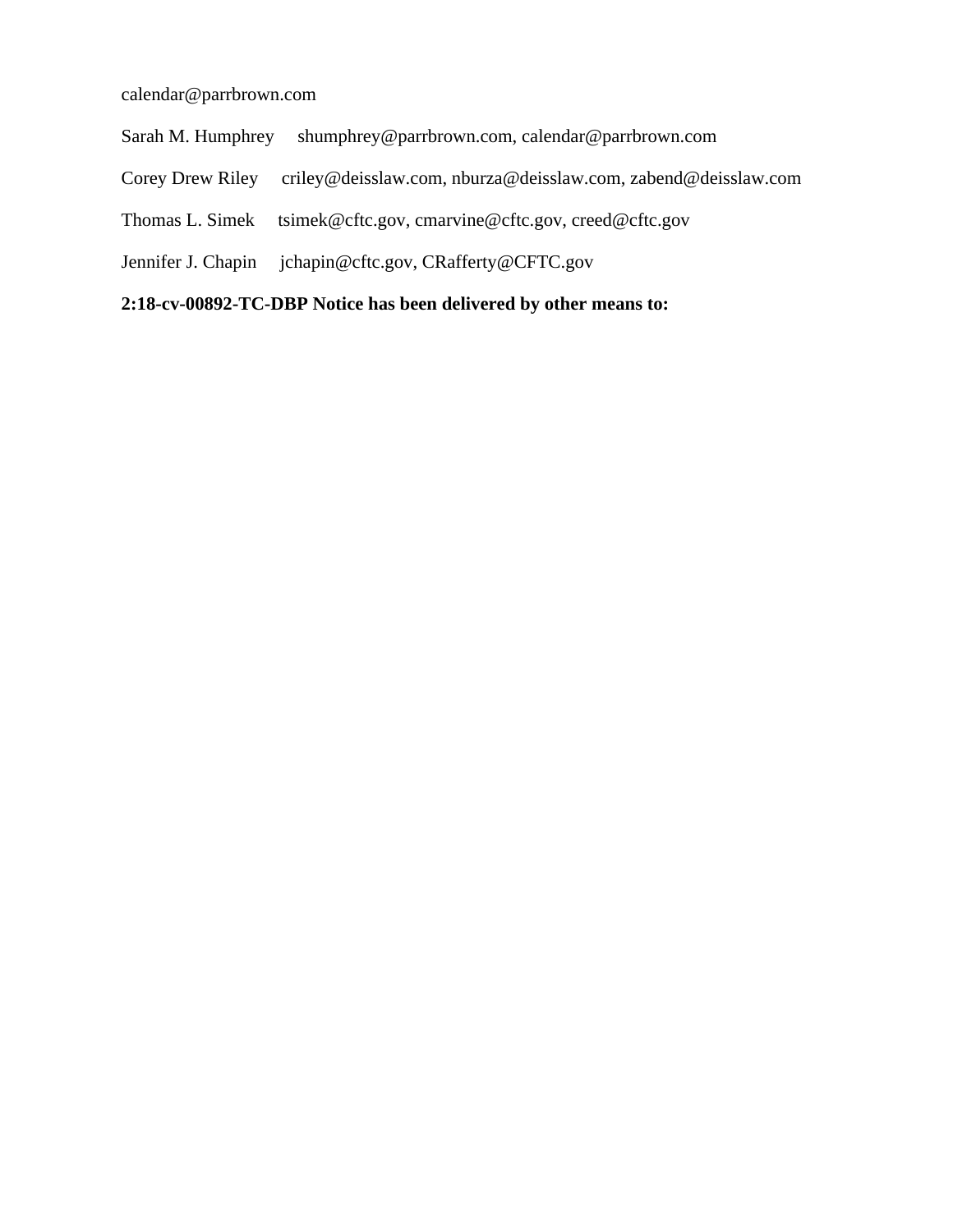calendar@parrbrown.com

Sarah M. Humphrey     shumphrey@parrbrown.com, calendar@parrbrown.com

Corey Drew Riley     criley@deisslaw.com, nburza@deisslaw.com, zabend@deisslaw.com

Thomas L. Simek     tsimek@cftc.gov, cmarvine@cftc.gov, creed@cftc.gov

Jennifer J. Chapin     jchapin@cftc.gov, CRafferty@CFTC.gov

**2:18-cv-00892-TC-DBP Notice has been delivered by other means to:**